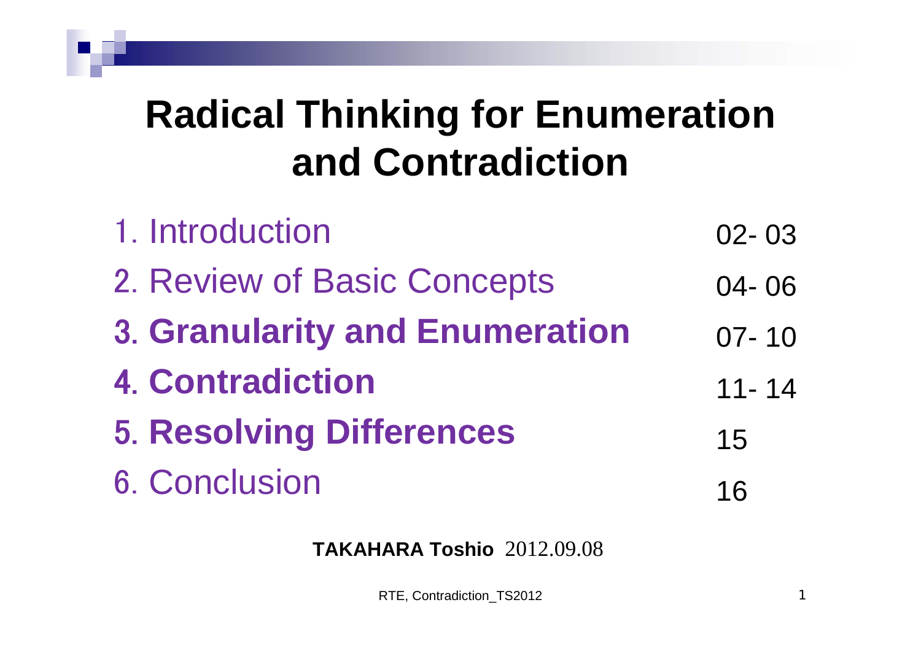# Radical Thinking for Enumeration and Contradiction

| | |
|---|---|
| 1. Introduction | 02- 03 |
| 2. Review of Basic Concepts | 04- 06 |
| **3. Granularity and Enumeration** | 07- 10 |
| **4. Contradiction** | 11- 14 |
| **5. Resolving Differences** | 15 |
| 6. Conclusion | 16 |

**TAKAHARA Toshio** 2012.09.08

RTE, Contradiction_TS2012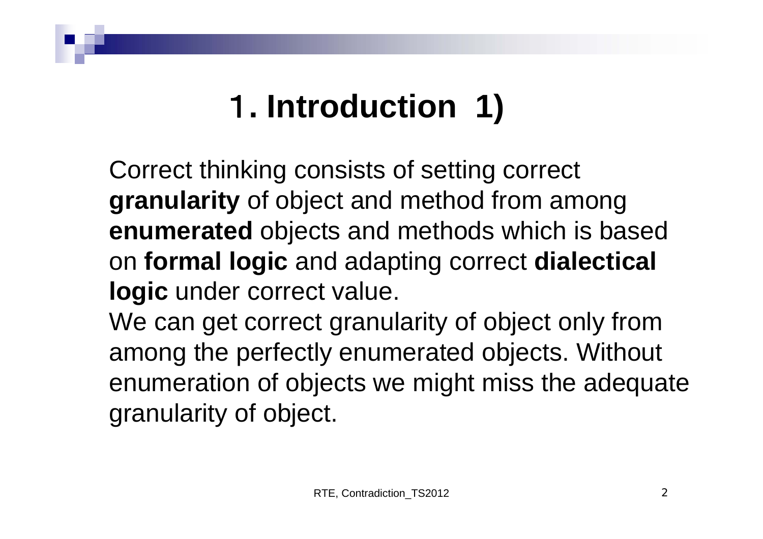# 1. Introduction 1)

Correct thinking consists of setting correct **granularity** of object and method from among **enumerated** objects and methods which is based on **formal logic** and adapting correct **dialectical logic** under correct value.

We can get correct granularity of object only from among the perfectly enumerated objects. Without enumeration of objects we might miss the adequate granularity of object.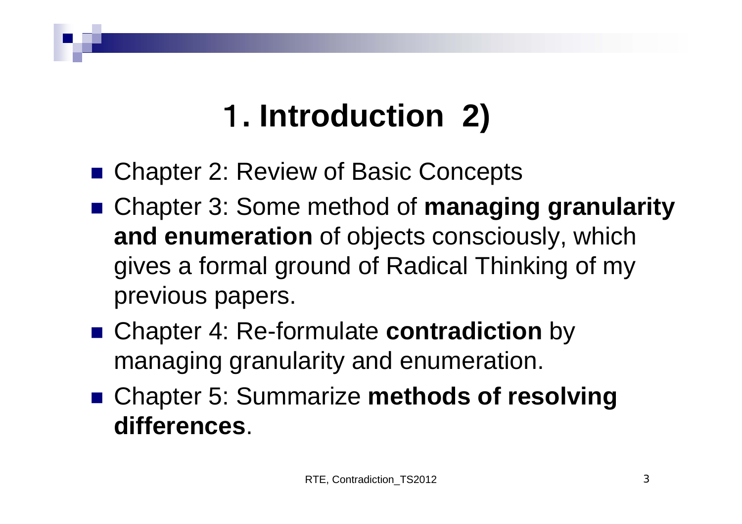# 1. Introduction 2)

- Chapter 2: Review of Basic Concepts
- Chapter 3: Some method of **managing granularity and enumeration** of objects consciously, which gives a formal ground of Radical Thinking of my previous papers.
- Chapter 4: Re-formulate **contradiction** by managing granularity and enumeration.
- Chapter 5: Summarize **methods of resolving differences**.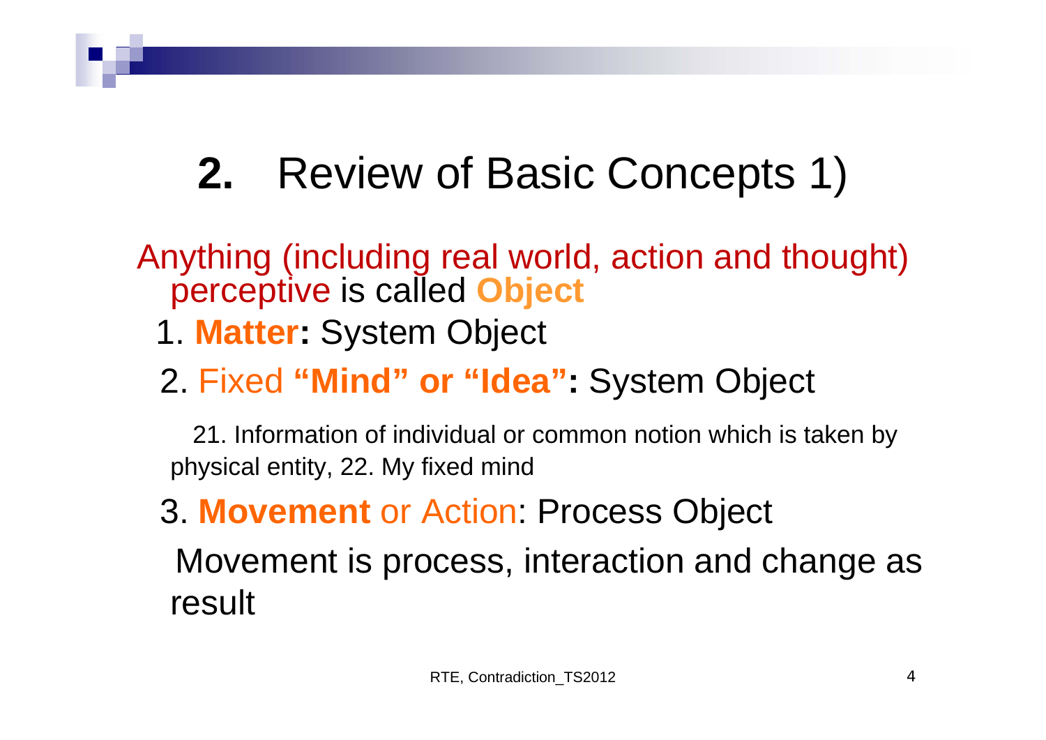# **2.** Review of Basic Concepts 1)

Anything (including real world, action and thought) perceptive is called **Object**

1. **Matter:** System Object
2. Fixed **"Mind" or "Idea":** System Object

   21. Information of individual or common notion which is taken by physical entity, 22. My fixed mind

3. **Movement** or Action: Process Object

   Movement is process, interaction and change as result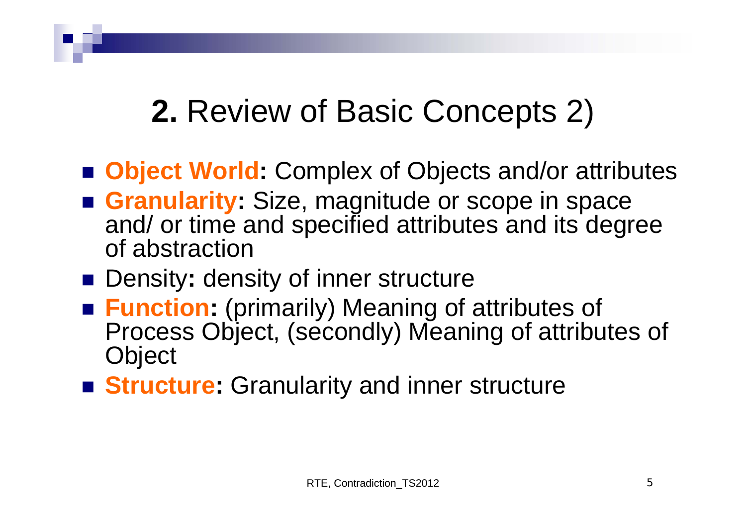# **2.** Review of Basic Concepts 2)

- **Object World:** Complex of Objects and/or attributes
- **Granularity:** Size, magnitude or scope in space and/ or time and specified attributes and its degree of abstraction
- Density**:** density of inner structure
- **Function:** (primarily) Meaning of attributes of Process Object, (secondly) Meaning of attributes of Object
- **Structure:** Granularity and inner structure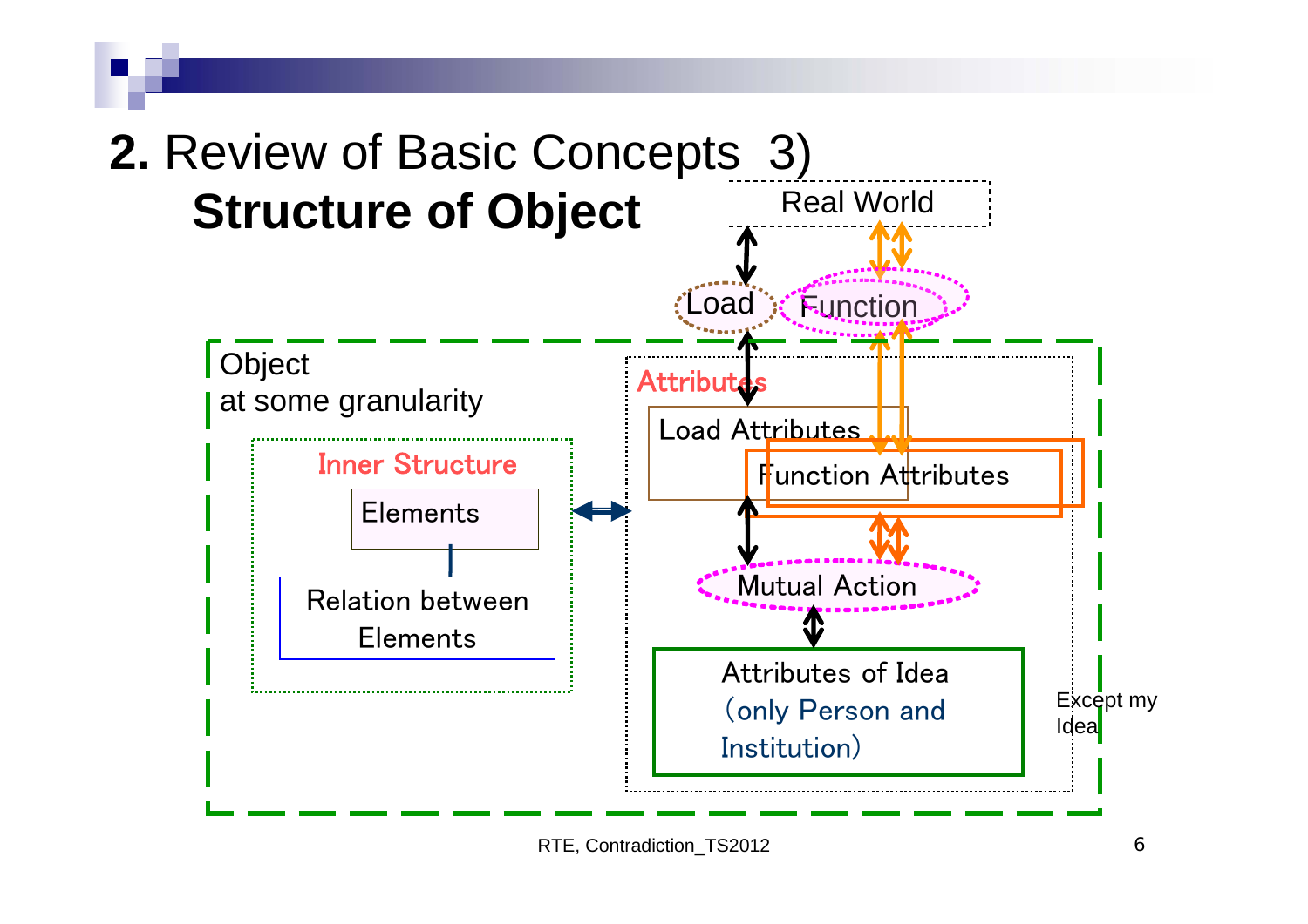# 2. Review of Basic Concepts 3)

## Structure of Object

Real World

Load

Function

Object
at some granularity

Inner Structure

Elements

Relation between Elements

Attributes

Load Attributes

Function Attributes

Mutual Action

Attributes of Idea
(only Person and Institution)

Except my Idea

RTE, Contradiction_TS2012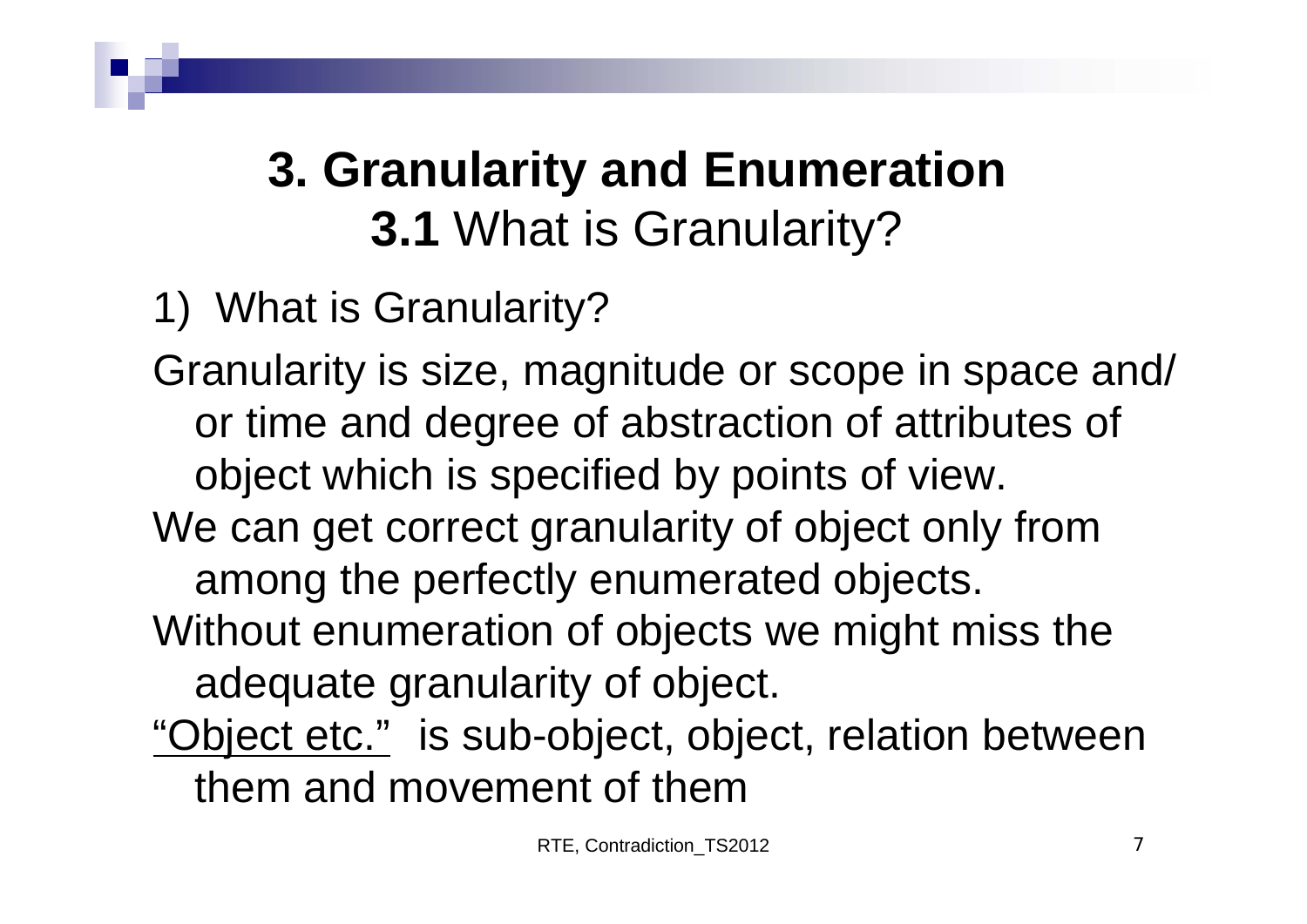# 3. Granularity and Enumeration

## **3.1** What is Granularity?

1) What is Granularity?

Granularity is size, magnitude or scope in space and/ or time and degree of abstraction of attributes of object which is specified by points of view.

We can get correct granularity of object only from among the perfectly enumerated objects.

Without enumeration of objects we might miss the adequate granularity of object.

<u>"Object etc."</u> is sub-object, object, relation between them and movement of them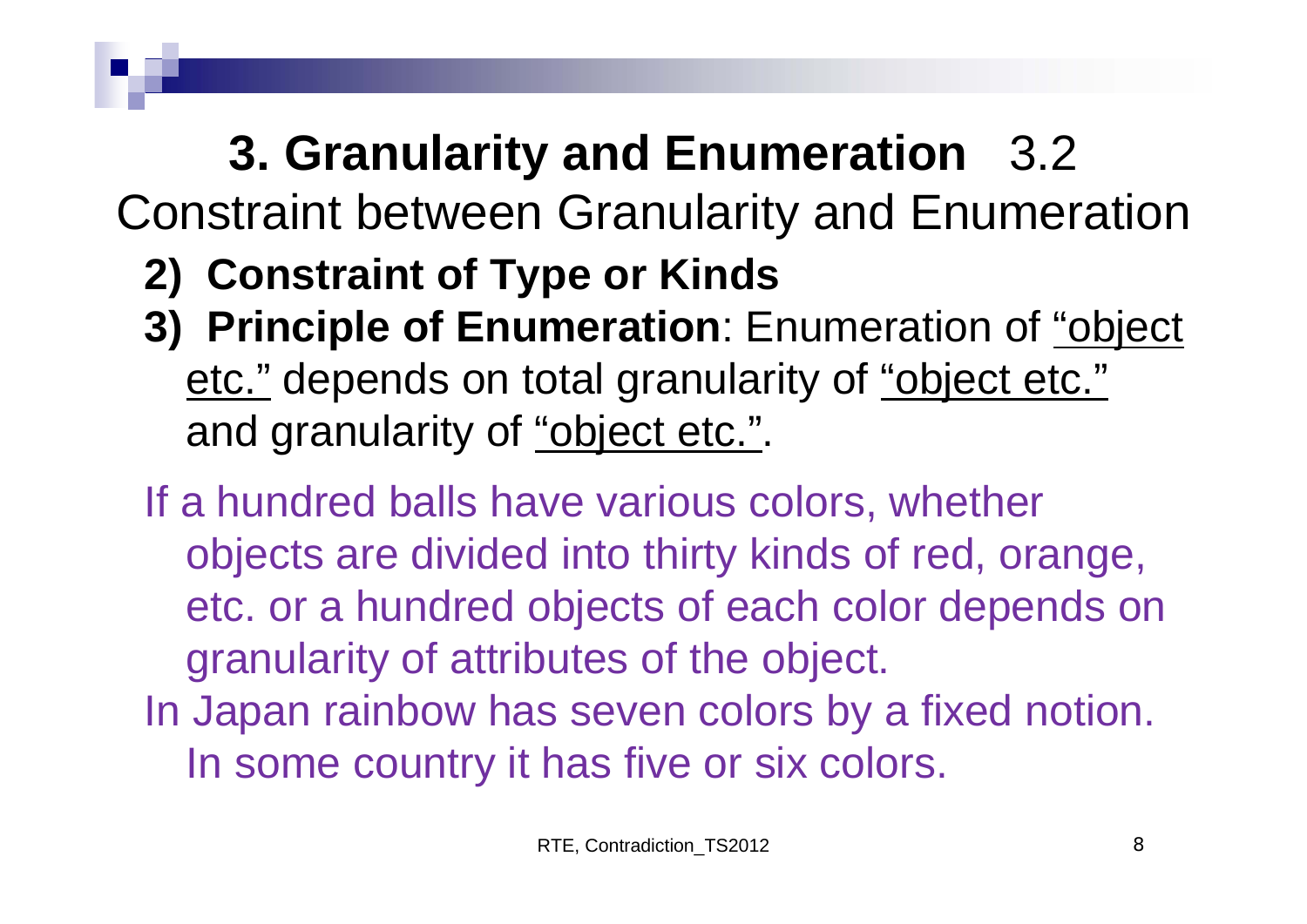## **3. Granularity and Enumeration** 3.2 Constraint between Granularity and Enumeration

2) **Constraint of Type or Kinds**

3) **Principle of Enumeration**: Enumeration of <u>"object etc."</u> depends on total granularity of <u>"object etc."</u> and granularity of <u>"object etc."</u>.

If a hundred balls have various colors, whether objects are divided into thirty kinds of red, orange, etc. or a hundred objects of each color depends on granularity of attributes of the object.

In Japan rainbow has seven colors by a fixed notion. In some country it has five or six colors.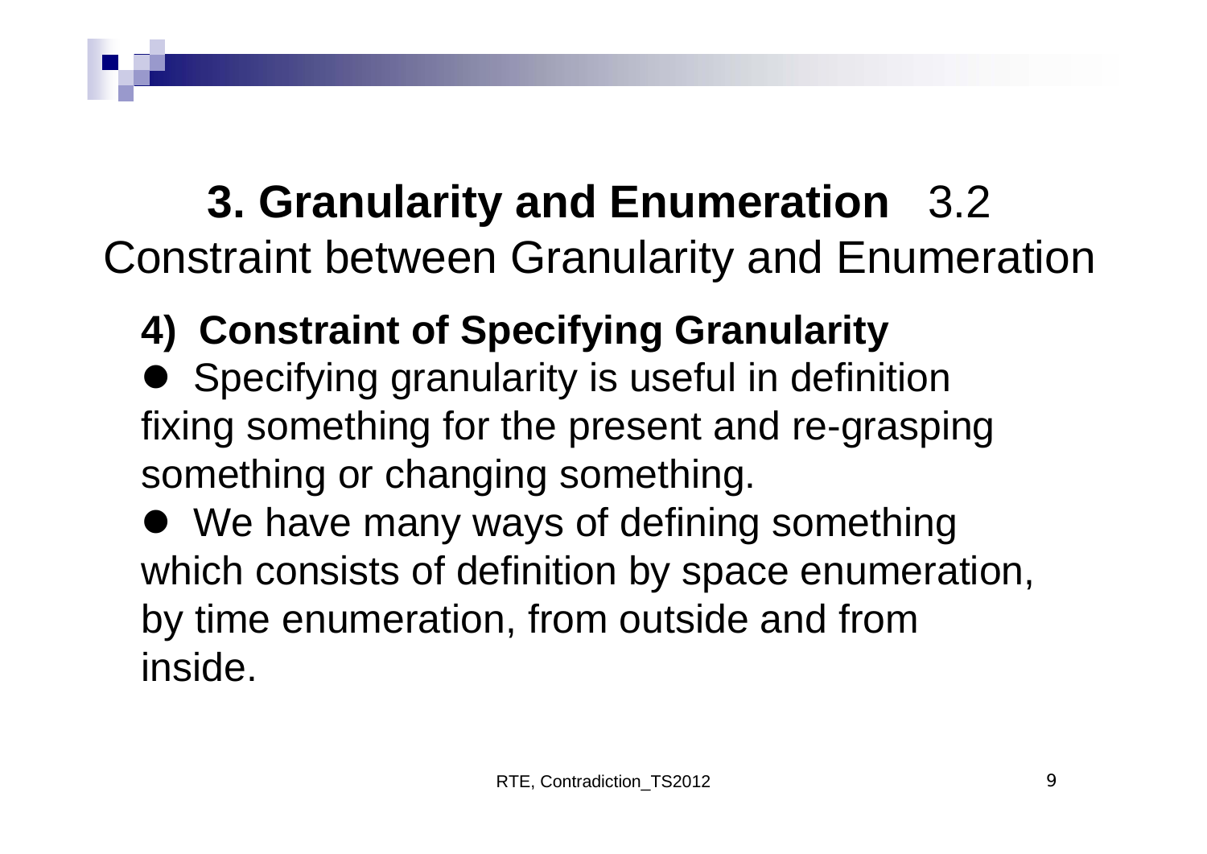# **3. Granularity and Enumeration** 3.2 Constraint between Granularity and Enumeration

## 4) Constraint of Specifying Granularity

- Specifying granularity is useful in definition fixing something for the present and re-grasping something or changing something.
- We have many ways of defining something which consists of definition by space enumeration, by time enumeration, from outside and from inside.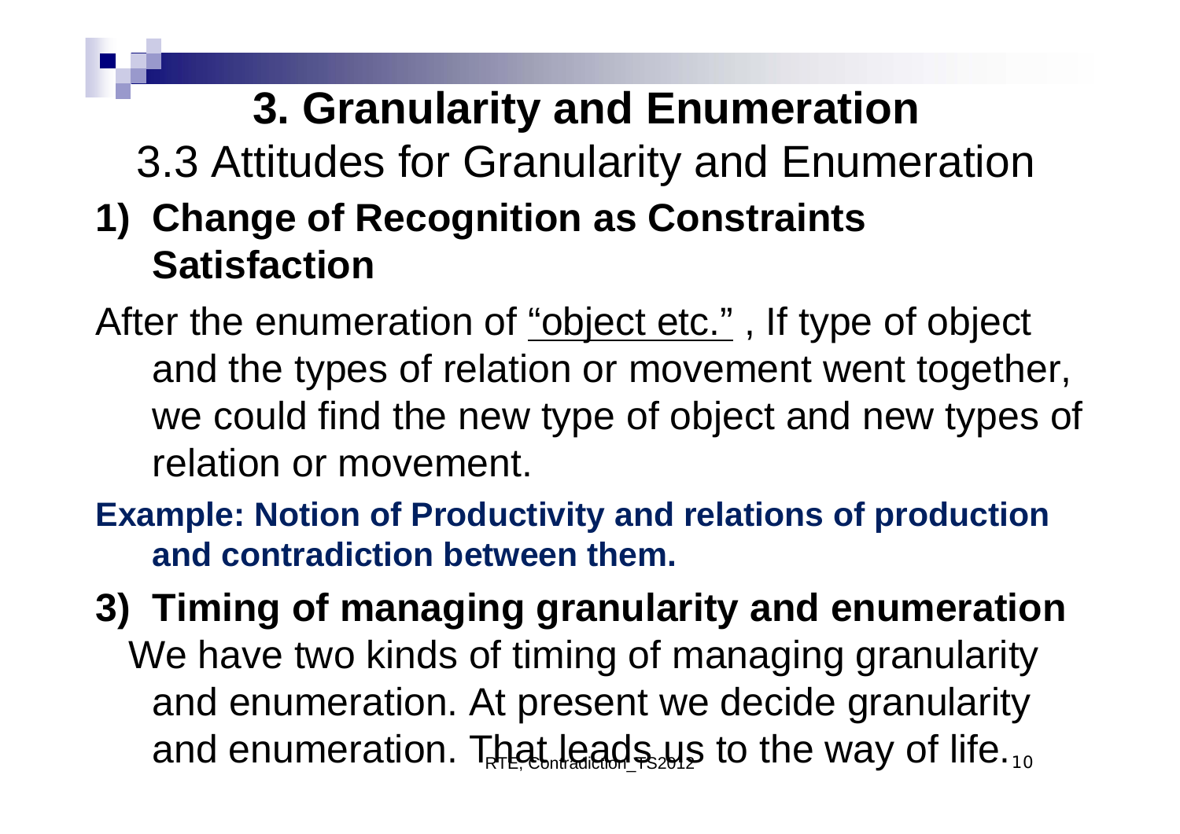# 3. Granularity and Enumeration

## 3.3 Attitudes for Granularity and Enumeration

### 1) Change of Recognition as Constraints Satisfaction

After the enumeration of <u>"object etc."</u> , If type of object and the types of relation or movement went together, we could find the new type of object and new types of relation or movement.

**Example: Notion of Productivity and relations of production and contradiction between them.**

### 3) Timing of managing granularity and enumeration

We have two kinds of timing of managing granularity and enumeration. At present we decide granularity and enumeration. That leads us to the way of life.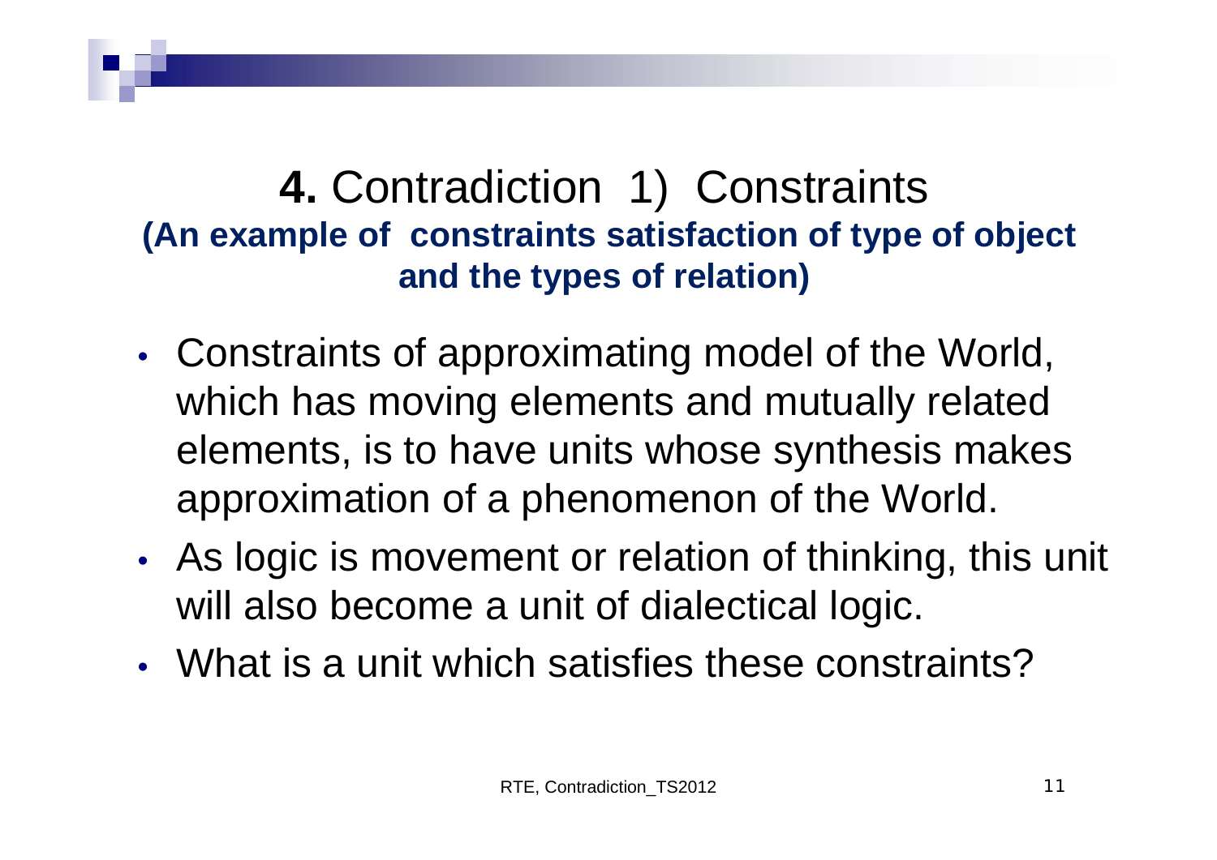# **4.** Contradiction 1) Constraints

**(An example of constraints satisfaction of type of object and the types of relation)**

- Constraints of approximating model of the World, which has moving elements and mutually related elements, is to have units whose synthesis makes approximation of a phenomenon of the World.
- As logic is movement or relation of thinking, this unit will also become a unit of dialectical logic.
- What is a unit which satisfies these constraints?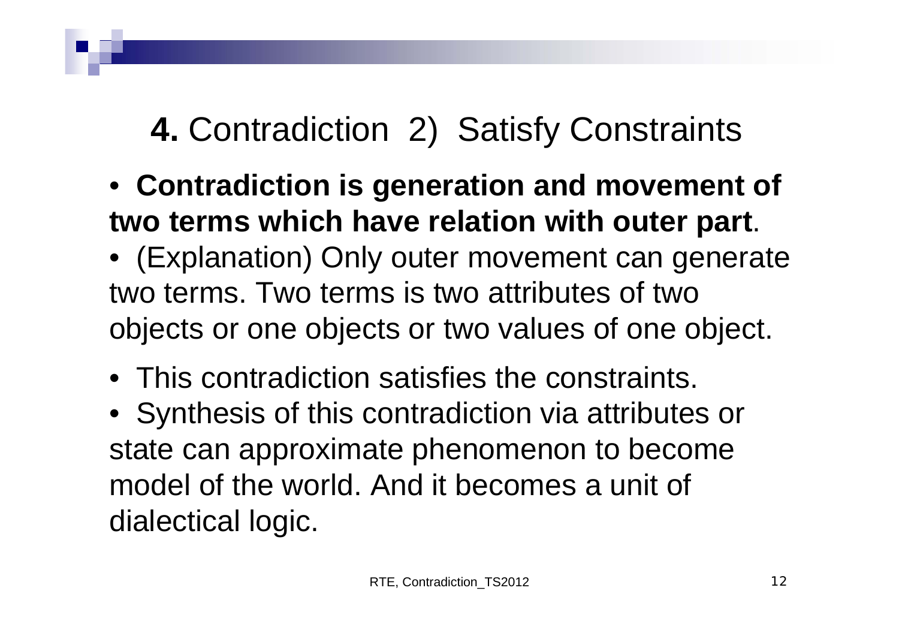# **4.** Contradiction 2) Satisfy Constraints

- **Contradiction is generation and movement of two terms which have relation with outer part**.
- (Explanation) Only outer movement can generate two terms. Two terms is two attributes of two objects or one objects or two values of one object.
- This contradiction satisfies the constraints.
- Synthesis of this contradiction via attributes or state can approximate phenomenon to become model of the world. And it becomes a unit of dialectical logic.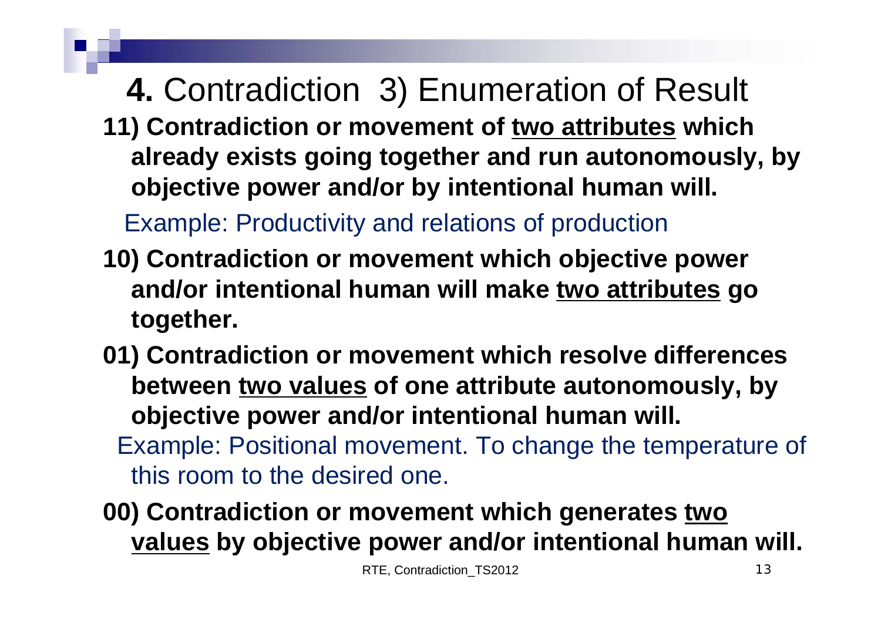# **4.** Contradiction 3) Enumeration of Result

**11) Contradiction or movement of <u>two attributes</u> which already exists going together and run autonomously, by objective power and/or by intentional human will.**

Example: Productivity and relations of production

**10) Contradiction or movement which objective power and/or intentional human will make <u>two attributes</u> go together.**

**01) Contradiction or movement which resolve differences between <u>two values</u> of one attribute autonomously, by objective power and/or intentional human will.**

Example: Positional movement. To change the temperature of this room to the desired one.

**00) Contradiction or movement which generates <u>two values</u> by objective power and/or intentional human will.**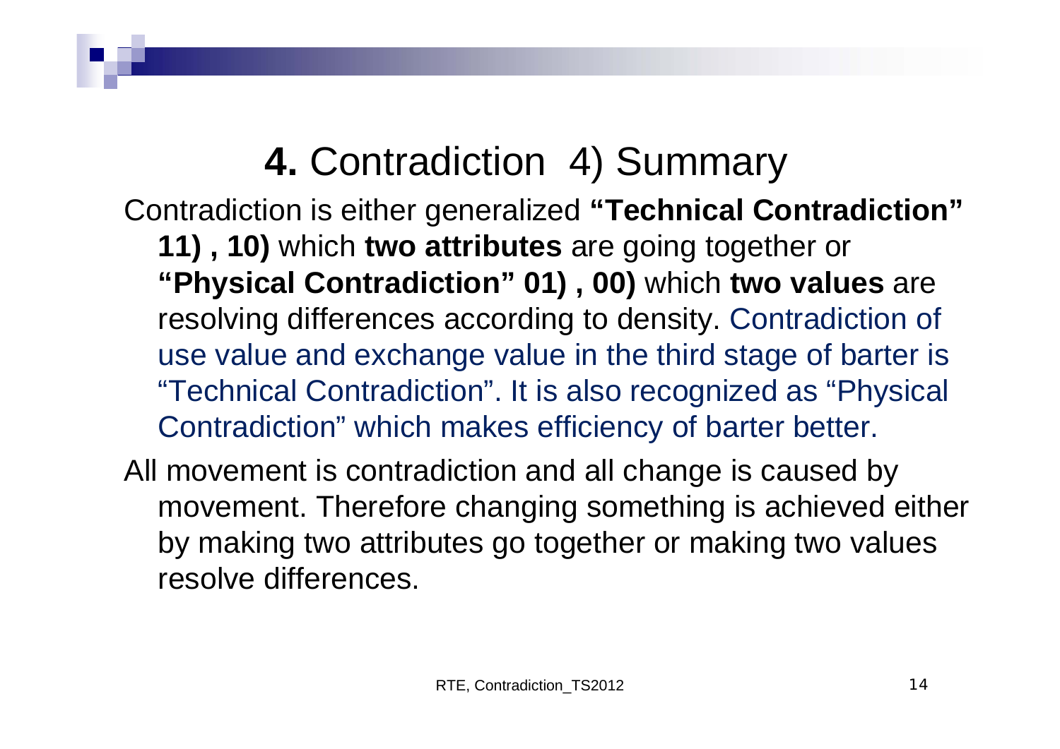# **4.** Contradiction 4) Summary

Contradiction is either generalized **"Technical Contradiction" 11) , 10)** which **two attributes** are going together or **"Physical Contradiction" 01) , 00)** which **two values** are resolving differences according to density. Contradiction of use value and exchange value in the third stage of barter is "Technical Contradiction". It is also recognized as "Physical Contradiction" which makes efficiency of barter better.

All movement is contradiction and all change is caused by movement. Therefore changing something is achieved either by making two attributes go together or making two values resolve differences.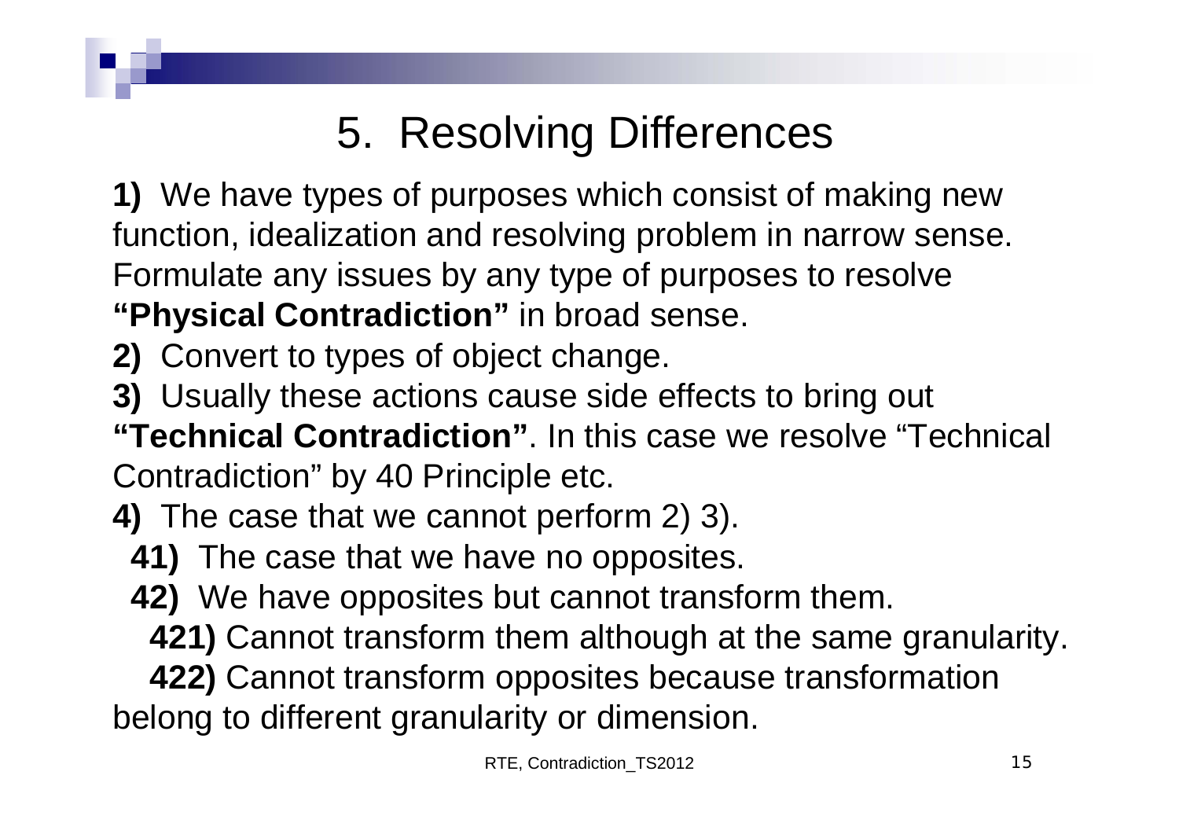# 5. Resolving Differences

**1)** We have types of purposes which consist of making new function, idealization and resolving problem in narrow sense. Formulate any issues by any type of purposes to resolve **"Physical Contradiction"** in broad sense.

**2)** Convert to types of object change.

**3)** Usually these actions cause side effects to bring out **"Technical Contradiction"**. In this case we resolve "Technical Contradiction" by 40 Principle etc.

**4)** The case that we cannot perform 2) 3).

- **41)** The case that we have no opposites.
- **42)** We have opposites but cannot transform them.
  - **421)** Cannot transform them although at the same granularity.
  - **422)** Cannot transform opposites because transformation belong to different granularity or dimension.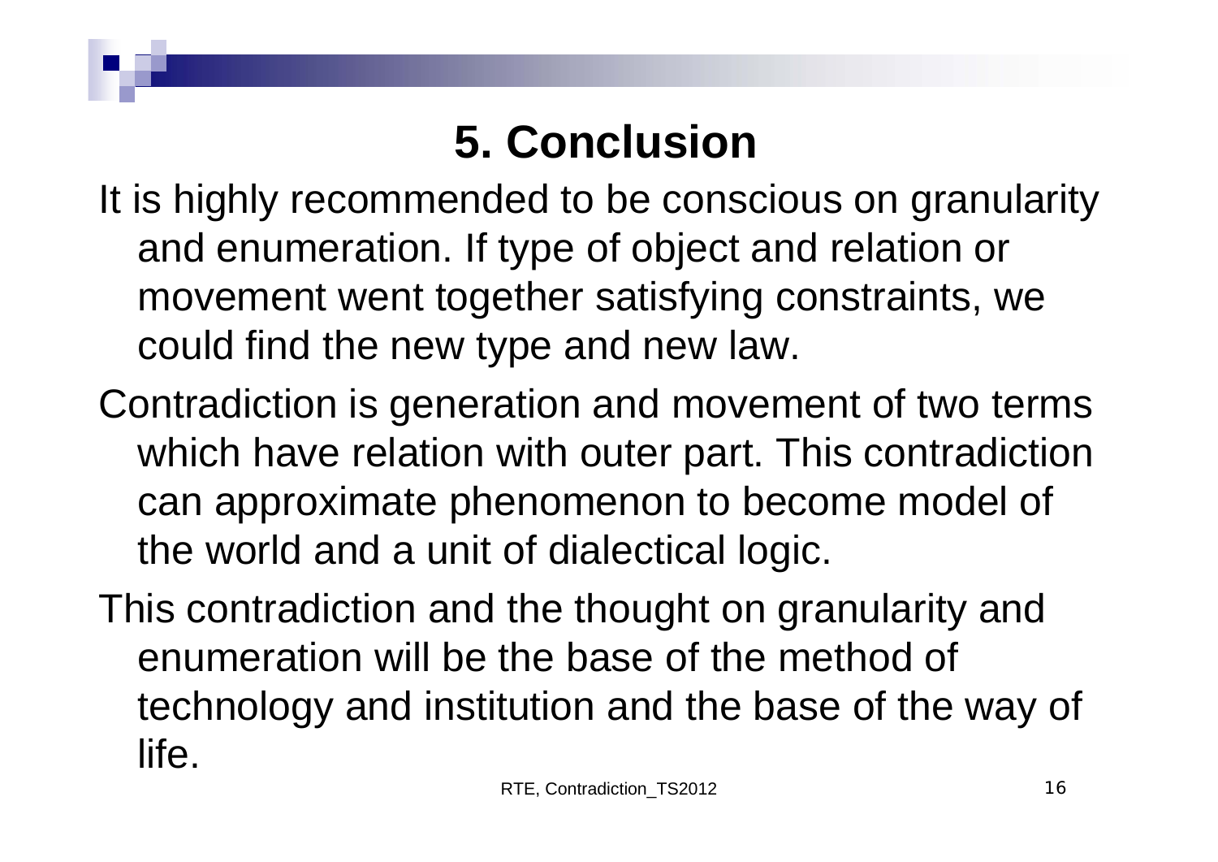# 5. Conclusion

It is highly recommended to be conscious on granularity and enumeration. If type of object and relation or movement went together satisfying constraints, we could find the new type and new law.

Contradiction is generation and movement of two terms which have relation with outer part. This contradiction can approximate phenomenon to become model of the world and a unit of dialectical logic.

This contradiction and the thought on granularity and enumeration will be the base of the method of technology and institution and the base of the way of life.